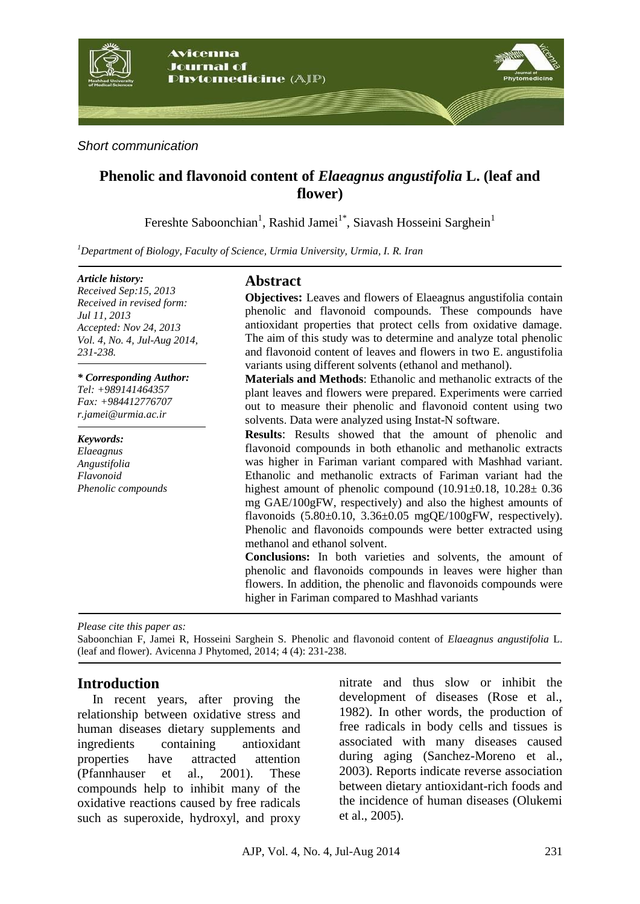*Short communication*

# Phenolic and flavonoid content of *Elaeagnus angustifolia* L. (leaf and flower)

Fereshte Saboonchian[1], Rashid Jamei[1*], Siavash Hosseini Sarghein[1]

[1]*Department of Biology, Faculty of Science, Urmia University, Urmia, I. R. Iran*

***Article history:***
*Received Sep:15, 2013*
*Received in revised form: Jul 11, 2013*
*Accepted: Nov 24, 2013*
*Vol. 4, No. 4, Jul-Aug 2014, 231-238.*

***\* Corresponding Author:***
*Tel: +989141464357*
*Fax: +984412776707*
*r.jamei@urmia.ac.ir*

***Keywords:***
*Elaeagnus*
*Angustifolia*
*Flavonoid*
*Phenolic compounds*

## Abstract

**Objectives:** Leaves and flowers of Elaeagnus angustifolia contain phenolic and flavonoid compounds. These compounds have antioxidant properties that protect cells from oxidative damage. The aim of this study was to determine and analyze total phenolic and flavonoid content of leaves and flowers in two E. angustifolia variants using different solvents (ethanol and methanol).

**Materials and Methods**: Ethanolic and methanolic extracts of the plant leaves and flowers were prepared. Experiments were carried out to measure their phenolic and flavonoid content using two solvents. Data were analyzed using Instat-N software.

**Results**: Results showed that the amount of phenolic and flavonoid compounds in both ethanolic and methanolic extracts was higher in Fariman variant compared with Mashhad variant. Ethanolic and methanolic extracts of Fariman variant had the highest amount of phenolic compound (10.91±0.18, 10.28± 0.36 mg GAE/100gFW, respectively) and also the highest amounts of flavonoids (5.80±0.10, 3.36±0.05 mgQE/100gFW, respectively). Phenolic and flavonoids compounds were better extracted using methanol and ethanol solvent.

**Conclusions:** In both varieties and solvents, the amount of phenolic and flavonoids compounds in leaves were higher than flowers. In addition, the phenolic and flavonoids compounds were higher in Fariman compared to Mashhad variants

*Please cite this paper as:*
Saboonchian F, Jamei R, Hosseini Sarghein S. Phenolic and flavonoid content of *Elaeagnus angustifolia* L. (leaf and flower). Avicenna J Phytomed, 2014; 4 (4): 231-238.

## Introduction

In recent years, after proving the relationship between oxidative stress and human diseases dietary supplements and ingredients containing antioxidant properties have attracted attention (Pfannhauser et al., 2001). These compounds help to inhibit many of the oxidative reactions caused by free radicals such as superoxide, hydroxyl, and proxy nitrate and thus slow or inhibit the development of diseases (Rose et al., 1982). In other words, the production of free radicals in body cells and tissues is associated with many diseases caused during aging (Sanchez-Moreno et al., 2003). Reports indicate reverse association between dietary antioxidant-rich foods and the incidence of human diseases (Olukemi et al., 2005).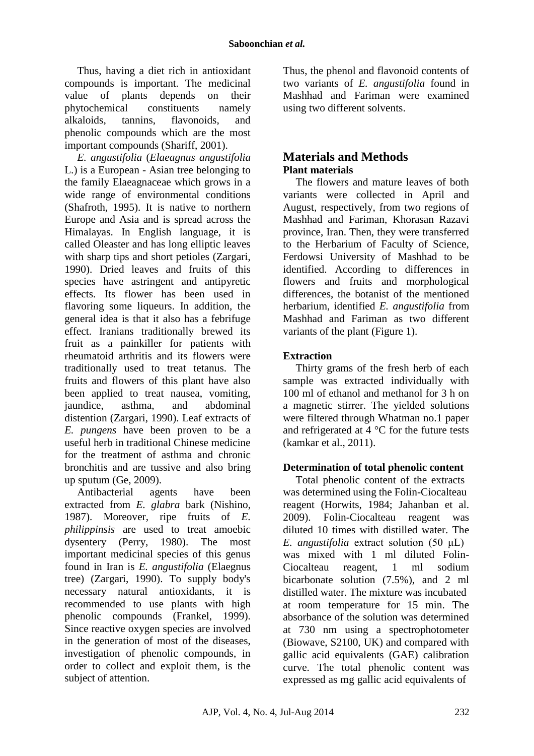Thus, having a diet rich in antioxidant compounds is important. The medicinal value of plants depends on their phytochemical constituents namely alkaloids, tannins, flavonoids, and phenolic compounds which are the most important compounds (Shariff, 2001).

*E. angustifolia* (*Elaeagnus angustifolia* L.) is a European - Asian tree belonging to the family Elaeagnaceae which grows in a wide range of environmental conditions (Shafroth, 1995). It is native to northern Europe and Asia and is spread across the Himalayas. In English language, it is called Oleaster and has long elliptic leaves with sharp tips and short petioles (Zargari, 1990). Dried leaves and fruits of this species have astringent and antipyretic effects. Its flower has been used in flavoring some liqueurs. In addition, the general idea is that it also has a febrifuge effect. Iranians traditionally brewed its fruit as a painkiller for patients with rheumatoid arthritis and its flowers were traditionally used to treat tetanus. The fruits and flowers of this plant have also been applied to treat nausea, vomiting, jaundice, asthma, and abdominal distention (Zargari, 1990). Leaf extracts of *E. pungens* have been proven to be a useful herb in traditional Chinese medicine for the treatment of asthma and chronic bronchitis and are tussive and also bring up sputum (Ge, 2009).

Antibacterial agents have been extracted from *E. glabra* bark (Nishino, 1987). Moreover, ripe fruits of *E. philippinsis* are used to treat amoebic dysentery (Perry, 1980). The most important medicinal species of this genus found in Iran is *E. angustifolia* (Elaegnus tree) (Zargari, 1990). To supply body's necessary natural antioxidants, it is recommended to use plants with high phenolic compounds (Frankel, 1999). Since reactive oxygen species are involved in the generation of most of the diseases, investigation of phenolic compounds, in order to collect and exploit them, is the subject of attention.

Thus, the phenol and flavonoid contents of two variants of *E. angustifolia* found in Mashhad and Fariman were examined using two different solvents.

## Materials and Methods

### Plant materials

The flowers and mature leaves of both variants were collected in April and August, respectively, from two regions of Mashhad and Fariman, Khorasan Razavi province, Iran. Then, they were transferred to the Herbarium of Faculty of Science, Ferdowsi University of Mashhad to be identified. According to differences in flowers and fruits and morphological differences, the botanist of the mentioned herbarium, identified *E. angustifolia* from Mashhad and Fariman as two different variants of the plant (Figure 1).

### Extraction

Thirty grams of the fresh herb of each sample was extracted individually with 100 ml of ethanol and methanol for 3 h on a magnetic stirrer. The yielded solutions were filtered through Whatman no.1 paper and refrigerated at 4 °C for the future tests (kamkar et al., 2011).

### Determination of total phenolic content

Total phenolic content of the extracts was determined using the Folin-Ciocalteau reagent (Horwits, 1984; Jahanban et al. 2009). Folin-Ciocalteau reagent was diluted 10 times with distilled water. The *E. angustifolia* extract solution (50 μL) was mixed with 1 ml diluted Folin-Ciocalteau reagent, 1 ml sodium bicarbonate solution (7.5%), and 2 ml distilled water. The mixture was incubated at room temperature for 15 min. The absorbance of the solution was determined at 730 nm using a spectrophotometer (Biowave, S2100, UK) and compared with gallic acid equivalents (GAE) calibration curve. The total phenolic content was expressed as mg gallic acid equivalents of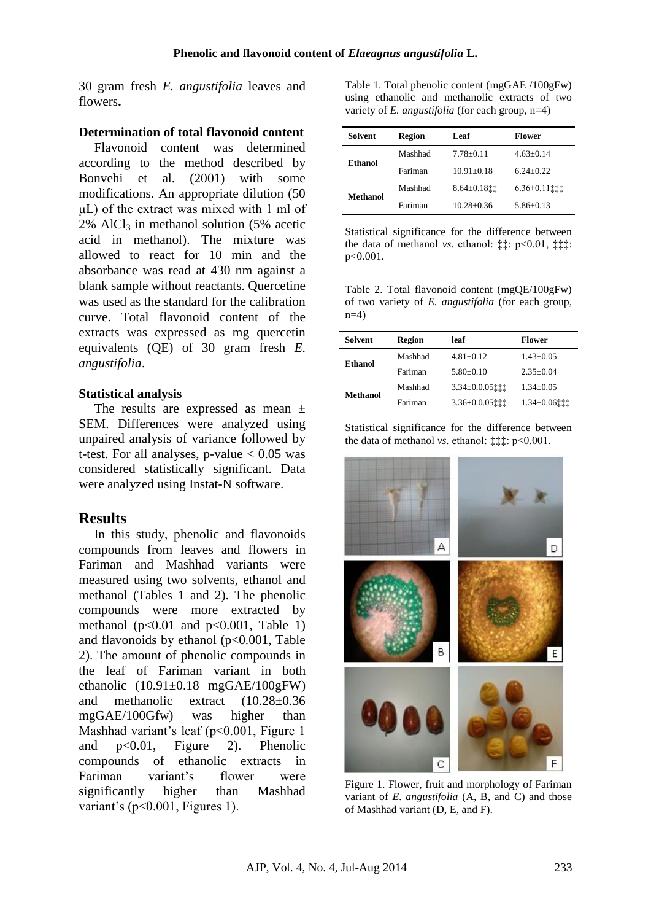30 gram fresh *E. angustifolia* leaves and flowers**.**

### Determination of total flavonoid content

Flavonoid content was determined according to the method described by Bonvehi et al. (2001) with some modifications. An appropriate dilution (50 μL) of the extract was mixed with 1 ml of 2% $AlCl_3$ in methanol solution (5% acetic acid in methanol). The mixture was allowed to react for 10 min and the absorbance was read at 430 nm against a blank sample without reactants. Quercetine was used as the standard for the calibration curve. Total flavonoid content of the extracts was expressed as mg quercetin equivalents (QE) of 30 gram fresh *E. angustifolia*.

### Statistical analysis

The results are expressed as mean ± SEM. Differences were analyzed using unpaired analysis of variance followed by t-test. For all analyses, p-value < 0.05 was considered statistically significant. Data were analyzed using Instat-N software.

## Results

In this study, phenolic and flavonoids compounds from leaves and flowers in Fariman and Mashhad variants were measured using two solvents, ethanol and methanol (Tables 1 and 2). The phenolic compounds were more extracted by methanol ($p<0.01$ and $p<0.001$, Table 1) and flavonoids by ethanol ($p<0.001$, Table 2). The amount of phenolic compounds in the leaf of Fariman variant in both ethanolic (10.91±0.18 mgGAE/100gFW) and methanolic extract (10.28±0.36 mgGAE/100Gfw) was higher than Mashhad variant's leaf ($p<0.001$, Figure 1 and $p<0.01$, Figure 2). Phenolic compounds of ethanolic extracts in Fariman variant's flower were significantly higher than Mashhad variant's ($p<0.001$, Figures 1).

Table 1. Total phenolic content (mgGAE /100gFw) using ethanolic and methanolic extracts of two variety of *E. angustifolia* (for each group, n=4)

| Solvent | Region | Leaf | Flower |
|---|---|---|---|
| Ethanol | Mashhad | 7.78±0.11 | 4.63±0.14 |
| | Fariman | 10.91±0.18 | 6.24±0.22 |
| Methanol | Mashhad | 8.64±0.18‡‡ | 6.36±0.11‡‡‡ |
| | Fariman | 10.28±0.36 | 5.86±0.13 |

Statistical significance for the difference between the data of methanol *vs.* ethanol: ‡‡: $p<0.01$, ‡‡‡: $p<0.001$.

Table 2. Total flavonoid content (mgQE/100gFw) of two variety of *E. angustifolia* (for each group, n=4)

| Solvent | Region | leaf | Flower |
|---|---|---|---|
| Ethanol | Mashhad | 4.81±0.12 | 1.43±0.05 |
| | Fariman | 5.80±0.10 | 2.35±0.04 |
| Methanol | Mashhad | 3.34±0.05‡‡‡ | 1.34±0.05 |
| | Fariman | 3.36±0.05‡‡‡ | 1.34±0.06‡‡‡ |

Statistical significance for the difference between the data of methanol *vs.* ethanol: ‡‡‡: $p<0.001$.

Figure 1. Flower, fruit and morphology of Fariman variant of *E. angustifolia* (A, B, and C) and those of Mashhad variant (D, E, and F).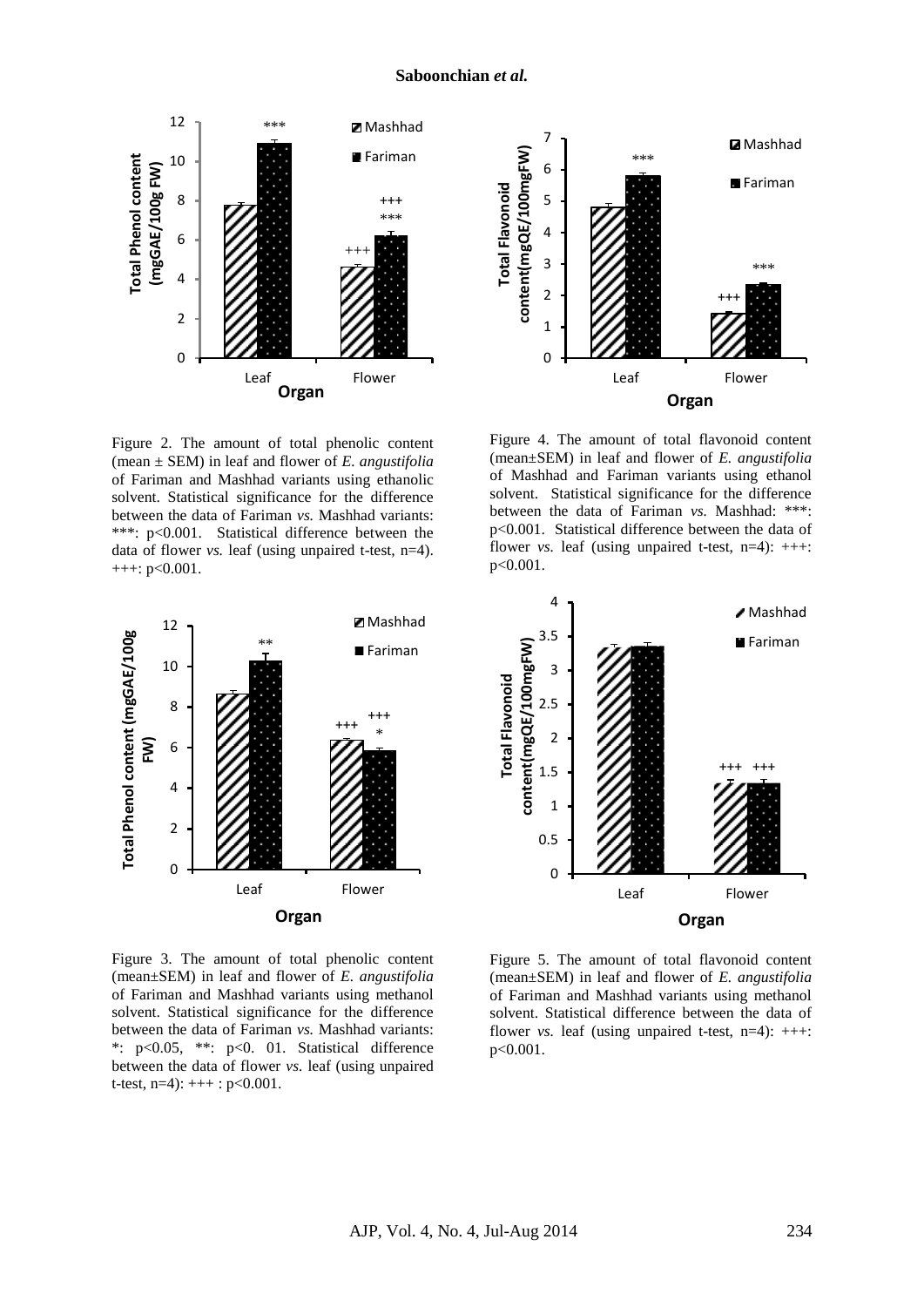Figure 2. The amount of total phenolic content (mean ± SEM) in leaf and flower of *E. angustifolia* of Fariman and Mashhad variants using ethanolic solvent. Statistical significance for the difference between the data of Fariman *vs.* Mashhad variants: ***: $p<0.001$. Statistical difference between the data of flower *vs.* leaf (using unpaired t-test, n=4). +++: $p<0.001$.

Figure 4. The amount of total flavonoid content (mean±SEM) in leaf and flower of *E. angustifolia* of Mashhad and Fariman variants using ethanol solvent. Statistical significance for the difference between the data of Fariman *vs.* Mashhad: ***: $p<0.001$. Statistical difference between the data of flower *vs.* leaf (using unpaired t-test, n=4): +++: $p<0.001$.

Figure 3. The amount of total phenolic content (mean±SEM) in leaf and flower of *E. angustifolia* of Fariman and Mashhad variants using methanol solvent. Statistical significance for the difference between the data of Fariman *vs.* Mashhad variants: *: $p<0.05$, **: $p<0.01$. Statistical difference between the data of flower *vs.* leaf (using unpaired t-test, n=4): +++ : $p<0.001$.

Figure 5. The amount of total flavonoid content (mean±SEM) in leaf and flower of *E. angustifolia* of Fariman and Mashhad variants using methanol solvent. Statistical difference between the data of flower *vs.* leaf (using unpaired t-test, n=4): +++: $p<0.001$.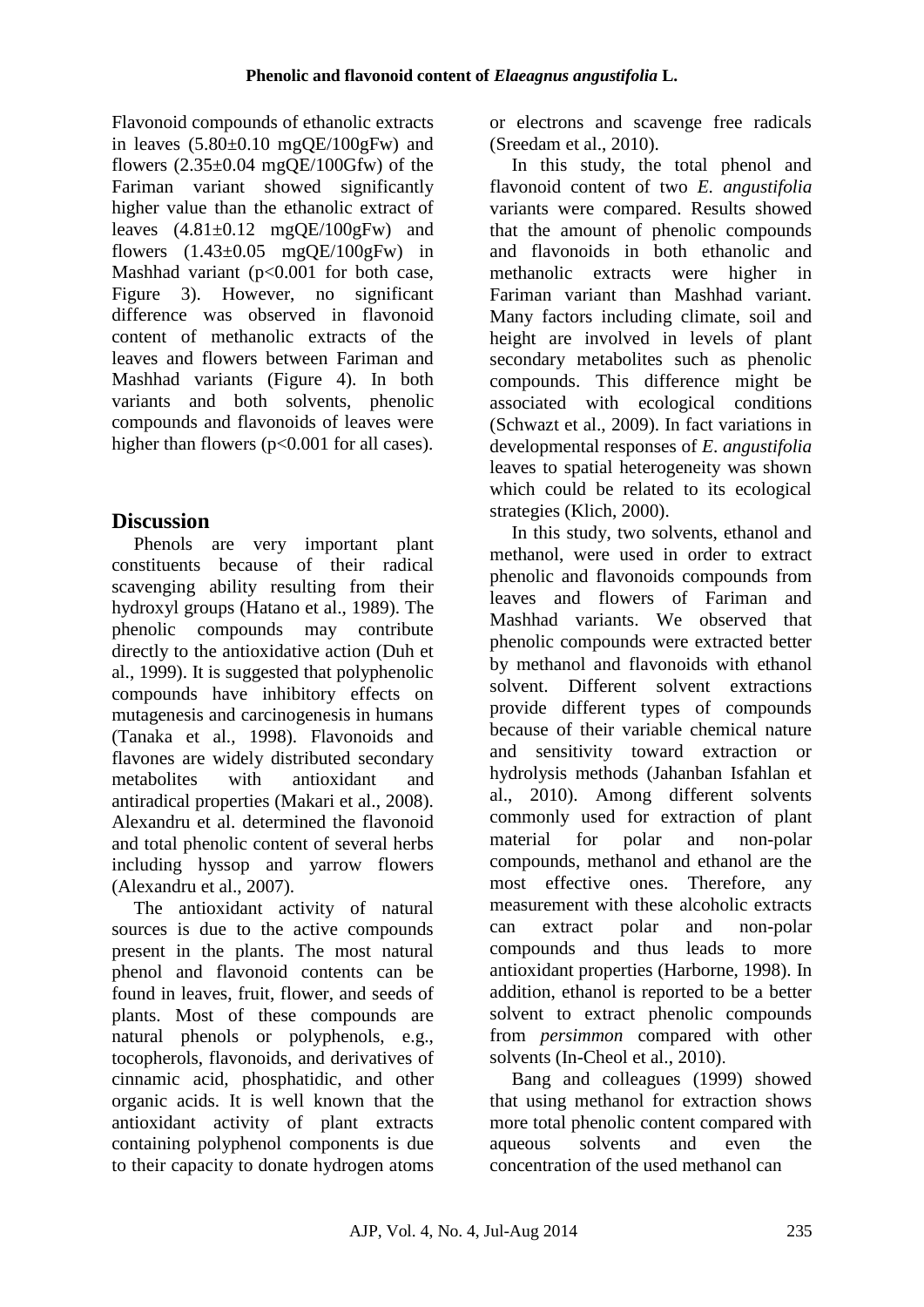Flavonoid compounds of ethanolic extracts in leaves (5.80±0.10 mgQE/100gFw) and flowers (2.35±0.04 mgQE/100Gfw) of the Fariman variant showed significantly higher value than the ethanolic extract of leaves (4.81±0.12 mgQE/100gFw) and flowers (1.43±0.05 mgQE/100gFw) in Mashhad variant ($p<0.001$ for both case, Figure 3). However, no significant difference was observed in flavonoid content of methanolic extracts of the leaves and flowers between Fariman and Mashhad variants (Figure 4). In both variants and both solvents, phenolic compounds and flavonoids of leaves were higher than flowers ($p<0.001$ for all cases).

## Discussion

Phenols are very important plant constituents because of their radical scavenging ability resulting from their hydroxyl groups (Hatano et al., 1989). The phenolic compounds may contribute directly to the antioxidative action (Duh et al., 1999). It is suggested that polyphenolic compounds have inhibitory effects on mutagenesis and carcinogenesis in humans (Tanaka et al., 1998). Flavonoids and flavones are widely distributed secondary metabolites with antioxidant and antiradical properties (Makari et al., 2008). Alexandru et al. determined the flavonoid and total phenolic content of several herbs including hyssop and yarrow flowers (Alexandru et al., 2007).

The antioxidant activity of natural sources is due to the active compounds present in the plants. The most natural phenol and flavonoid contents can be found in leaves, fruit, flower, and seeds of plants. Most of these compounds are natural phenols or polyphenols, e.g., tocopherols, flavonoids, and derivatives of cinnamic acid, phosphatidic, and other organic acids. It is well known that the antioxidant activity of plant extracts containing polyphenol components is due to their capacity to donate hydrogen atoms or electrons and scavenge free radicals (Sreedam et al., 2010).

In this study, the total phenol and flavonoid content of two *E. angustifolia* variants were compared. Results showed that the amount of phenolic compounds and flavonoids in both ethanolic and methanolic extracts were higher in Fariman variant than Mashhad variant. Many factors including climate, soil and height are involved in levels of plant secondary metabolites such as phenolic compounds. This difference might be associated with ecological conditions (Schwazt et al., 2009). In fact variations in developmental responses of *E. angustifolia* leaves to spatial heterogeneity was shown which could be related to its ecological strategies (Klich, 2000).

In this study, two solvents, ethanol and methanol, were used in order to extract phenolic and flavonoids compounds from leaves and flowers of Fariman and Mashhad variants. We observed that phenolic compounds were extracted better by methanol and flavonoids with ethanol solvent. Different solvent extractions provide different types of compounds because of their variable chemical nature and sensitivity toward extraction or hydrolysis methods (Jahanban Isfahlan et al., 2010). Among different solvents commonly used for extraction of plant material for polar and non-polar compounds, methanol and ethanol are the most effective ones. Therefore, any measurement with these alcoholic extracts can extract polar and non-polar compounds and thus leads to more antioxidant properties (Harborne, 1998). In addition, ethanol is reported to be a better solvent to extract phenolic compounds from *persimmon* compared with other solvents (In-Cheol et al., 2010).

Bang and colleagues (1999) showed that using methanol for extraction shows more total phenolic content compared with aqueous solvents and even the concentration of the used methanol can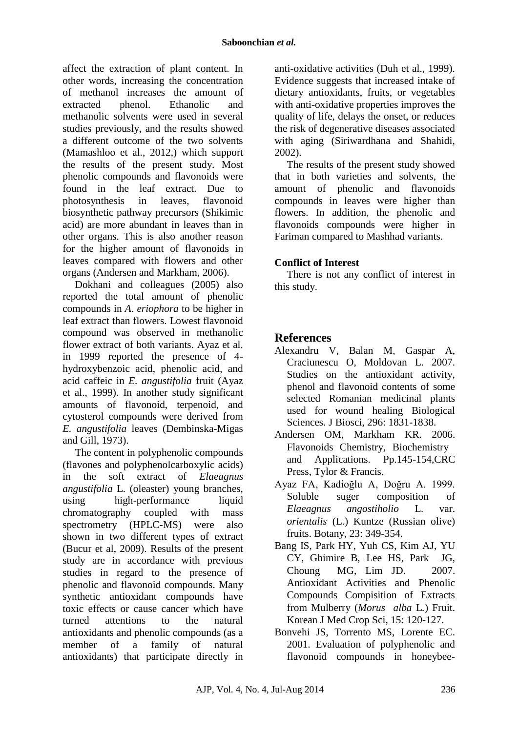affect the extraction of plant content. In other words, increasing the concentration of methanol increases the amount of extracted phenol. Ethanolic and methanolic solvents were used in several studies previously, and the results showed a different outcome of the two solvents (Mamashloo et al., 2012,) which support the results of the present study. Most phenolic compounds and flavonoids were found in the leaf extract. Due to photosynthesis in leaves, flavonoid biosynthetic pathway precursors (Shikimic acid) are more abundant in leaves than in other organs. This is also another reason for the higher amount of flavonoids in leaves compared with flowers and other organs (Andersen and Markham, 2006).

Dokhani and colleagues (2005) also reported the total amount of phenolic compounds in *A. eriophora* to be higher in leaf extract than flowers. Lowest flavonoid compound was observed in methanolic flower extract of both variants. Ayaz et al. in 1999 reported the presence of 4-hydroxybenzoic acid, phenolic acid, and acid caffeic in *E. angustifolia* fruit (Ayaz et al., 1999). In another study significant amounts of flavonoid, terpenoid, and cytosterol compounds were derived from *E. angustifolia* leaves (Dembinska-Migas and Gill, 1973).

The content in polyphenolic compounds (flavones and polyphenolcarboxylic acids) in the soft extract of *Elaeagnus angustifolia* L. (oleaster) young branches, using high-performance liquid chromatography coupled with mass spectrometry (HPLC-MS) were also shown in two different types of extract (Bucur et al, 2009). Results of the present study are in accordance with previous studies in regard to the presence of phenolic and flavonoid compounds. Many synthetic antioxidant compounds have toxic effects or cause cancer which have turned attentions to the natural antioxidants and phenolic compounds (as a member of a family of natural antioxidants) that participate directly in anti-oxidative activities (Duh et al., 1999). Evidence suggests that increased intake of dietary antioxidants, fruits, or vegetables with anti-oxidative properties improves the quality of life, delays the onset, or reduces the risk of degenerative diseases associated with aging (Siriwardhana and Shahidi, 2002).

The results of the present study showed that in both varieties and solvents, the amount of phenolic and flavonoids compounds in leaves were higher than flowers. In addition, the phenolic and flavonoids compounds were higher in Fariman compared to Mashhad variants.

**Conflict of Interest**

There is not any conflict of interest in this study.

## References

Alexandru V, Balan M, Gaspar A, Craciunescu O, Moldovan L. 2007. Studies on the antioxidant activity, phenol and flavonoid contents of some selected Romanian medicinal plants used for wound healing Biological Sciences. J Biosci, 296: 1831-1838.

Andersen OM, Markham KR. 2006. Flavonoids Chemistry, Biochemistry and Applications. Pp.145-154,CRC Press, Tylor & Francis.

Ayaz FA, Kadioğlu A, Doğru A. 1999. Soluble suger composition of *Elaeagnus angostiholio* L. var. *orientalis* (L.) Kuntze (Russian olive) fruits. Botany, 23: 349-354.

Bang IS, Park HY, Yuh CS, Kim AJ, YU CY, Ghimire B, Lee HS, Park JG, Choung MG, Lim JD. 2007. Antioxidant Activities and Phenolic Compounds Compisition of Extracts from Mulberry (*Morus alba* L.) Fruit. Korean J Med Crop Sci, 15: 120-127.

Bonvehi JS, Torrento MS, Lorente EC. 2001. Evaluation of polyphenolic and flavonoid compounds in honeybee-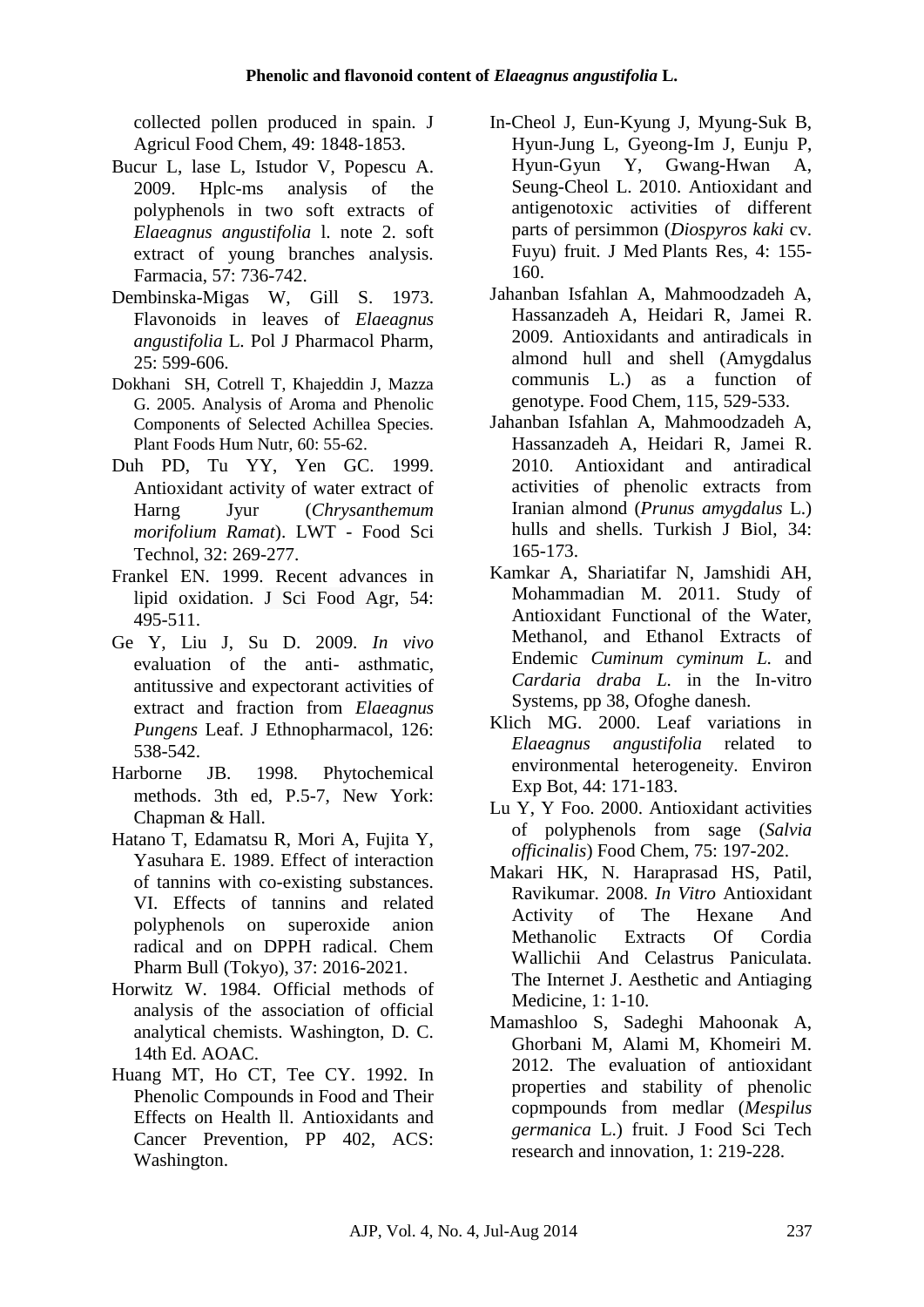collected pollen produced in spain. J Agricul Food Chem, 49: 1848-1853.

Bucur L, lase L, Istudor V, Popescu A. 2009. Hplc-ms analysis of the polyphenols in two soft extracts of *Elaeagnus angustifolia* l. note 2. soft extract of young branches analysis. Farmacia, 57: 736-742.

Dembinska-Migas W, Gill S. 1973. Flavonoids in leaves of *Elaeagnus angustifolia* L. Pol J Pharmacol Pharm, 25: 599-606.

Dokhani SH, Cotrell T, Khajeddin J, Mazza G. 2005. Analysis of Aroma and Phenolic Components of Selected Achillea Species. Plant Foods Hum Nutr, 60: 55-62.

Duh PD, Tu YY, Yen GC. 1999. Antioxidant activity of water extract of Harng Jyur (*Chrysanthemum morifolium Ramat*). LWT - Food Sci Technol, 32: 269-277.

Frankel EN. 1999. Recent advances in lipid oxidation. J Sci Food Agr, 54: 495-511.

Ge Y, Liu J, Su D. 2009. *In vivo* evaluation of the anti- asthmatic, antitussive and expectorant activities of extract and fraction from *Elaeagnus Pungens* Leaf. J Ethnopharmacol, 126: 538-542.

Harborne JB. 1998. Phytochemical methods. 3th ed, P.5-7, New York: Chapman & Hall.

Hatano T, Edamatsu R, Mori A, Fujita Y, Yasuhara E. 1989. Effect of interaction of tannins with co-existing substances. VI. Effects of tannins and related polyphenols on superoxide anion radical and on DPPH radical. Chem Pharm Bull (Tokyo), 37: 2016-2021.

Horwitz W. 1984. Official methods of analysis of the association of official analytical chemists. Washington, D. C. 14th Ed. AOAC.

Huang MT, Ho CT, Tee CY. 1992. In Phenolic Compounds in Food and Their Effects on Health ll. Antioxidants and Cancer Prevention, PP 402, ACS: Washington.

In-Cheol J, Eun-Kyung J, Myung-Suk B, Hyun-Jung L, Gyeong-Im J, Eunju P, Hyun-Gyun Y, Gwang-Hwan A, Seung-Cheol L. 2010. Antioxidant and antigenotoxic activities of different parts of persimmon (*Diospyros kaki* cv. Fuyu) fruit. J Med Plants Res, 4: 155-160.

Jahanban Isfahlan A, Mahmoodzadeh A, Hassanzadeh A, Heidari R, Jamei R. 2009. Antioxidants and antiradicals in almond hull and shell (Amygdalus communis L.) as a function of genotype. Food Chem, 115, 529-533.

Jahanban Isfahlan A, Mahmoodzadeh A, Hassanzadeh A, Heidari R, Jamei R. 2010. Antioxidant and antiradical activities of phenolic extracts from Iranian almond (*Prunus amygdalus* L.) hulls and shells. Turkish J Biol, 34: 165-173.

Kamkar A, Shariatifar N, Jamshidi AH, Mohammadian M. 2011. Study of Antioxidant Functional of the Water, Methanol, and Ethanol Extracts of Endemic *Cuminum cyminum L.* and *Cardaria draba L.* in the In-vitro Systems, pp 38, Ofoghe danesh.

Klich MG. 2000. Leaf variations in *Elaeagnus angustifolia* related to environmental heterogeneity. Environ Exp Bot, 44: 171-183.

Lu Y, Y Foo. 2000. Antioxidant activities of polyphenols from sage (*Salvia officinalis*) Food Chem, 75: 197-202.

Makari HK, N. Haraprasad HS, Patil, Ravikumar. 2008. *In Vitro* Antioxidant Activity of The Hexane And Methanolic Extracts Of Cordia Wallichii And Celastrus Paniculata. The Internet J. Aesthetic and Antiaging Medicine, 1: 1-10.

Mamashloo S, Sadeghi Mahoonak A, Ghorbani M, Alami M, Khomeiri M. 2012. The evaluation of antioxidant properties and stability of phenolic copmpounds from medlar (*Mespilus germanica* L.) fruit. J Food Sci Tech research and innovation, 1: 219-228.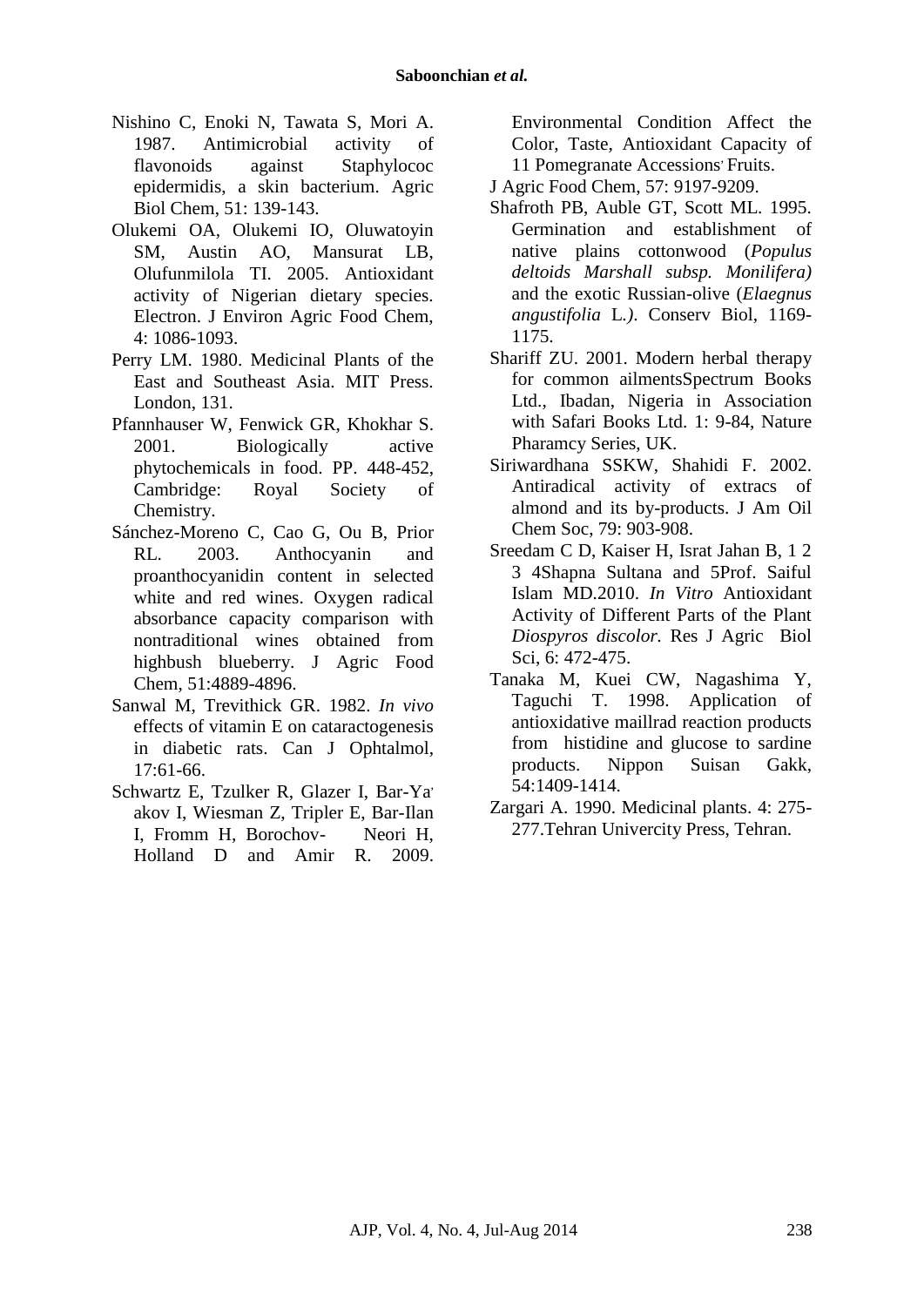Nishino C, Enoki N, Tawata S, Mori A. 1987. Antimicrobial activity of flavonoids against Staphylococ epidermidis, a skin bacterium. Agric Biol Chem, 51: 139-143.

Olukemi OA, Olukemi IO, Oluwatoyin SM, Austin AO, Mansurat LB, Olufunmilola TI. 2005. Antioxidant activity of Nigerian dietary species. Electron. J Environ Agric Food Chem, 4: 1086-1093.

Perry LM. 1980. Medicinal Plants of the East and Southeast Asia. MIT Press. London, 131.

Pfannhauser W, Fenwick GR, Khokhar S. 2001. Biologically active phytochemicals in food. PP. 448-452, Cambridge: Royal Society of Chemistry.

Sánchez-Moreno C, Cao G, Ou B, Prior RL. 2003. Anthocyanin and proanthocyanidin content in selected white and red wines. Oxygen radical absorbance capacity comparison with nontraditional wines obtained from highbush blueberry. J Agric Food Chem, 51:4889-4896.

Sanwal M, Trevithick GR. 1982. *In vivo* effects of vitamin E on cataractogenesis in diabetic rats. Can J Ophtalmol, 17:61-66.

Schwartz E, Tzulker R, Glazer I, Bar-Ya' akov I, Wiesman Z, Tripler E, Bar-Ilan I, Fromm H, Borochov- Neori H, Holland D and Amir R. 2009. Environmental Condition Affect the Color, Taste, Antioxidant Capacity of 11 Pomegranate Accessions' Fruits. J Agric Food Chem, 57: 9197-9209.

Shafroth PB, Auble GT, Scott ML. 1995. Germination and establishment of native plains cottonwood (*Populus deltoids Marshall subsp. Monilifera)* and the exotic Russian-olive (*Elaegnus angustifolia* L.*)*. Conserv Biol, 1169-1175.

Shariff ZU. 2001. Modern herbal therapy for common ailmentsSpectrum Books Ltd., Ibadan, Nigeria in Association with Safari Books Ltd. 1: 9-84, Nature Pharamcy Series, UK.

Siriwardhana SSKW, Shahidi F. 2002. Antiradical activity of extracs of almond and its by-products. J Am Oil Chem Soc, 79: 903-908.

Sreedam C D, Kaiser H, Israt Jahan B, 1 2 3 4Shapna Sultana and 5Prof. Saiful Islam MD.2010. *In Vitro* Antioxidant Activity of Different Parts of the Plant *Diospyros discolor*. Res J Agric Biol Sci, 6: 472-475.

Tanaka M, Kuei CW, Nagashima Y, Taguchi T. 1998. Application of antioxidative maillrad reaction products from histidine and glucose to sardine products. Nippon Suisan Gakk, 54:1409-1414.

Zargari A. 1990. Medicinal plants. 4: 275-277.Tehran Univercity Press, Tehran.